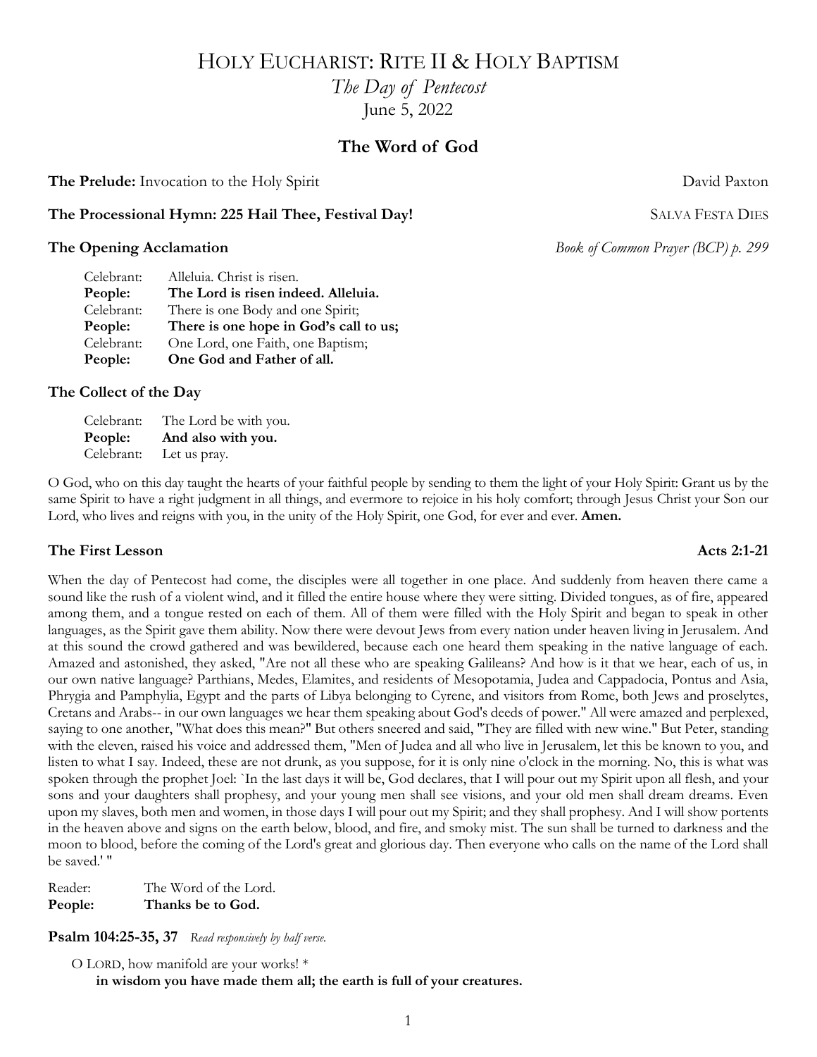# HOLY EUCHARIST: RITE II & HOLY BAPTISM

*The Day of Pentecost*

June 5, 2022

## The Word of God

**The Prelude:** Invocation to the Holy Spirit — David Paxton

**The Processional Hymn: 225 Hail Thee, Festival Day!** — SALVA FESTA DIES

**The Opening Acclamation** — *Book of Common Prayer (BCP) p. 299*

Celebrant: Alleluia. Christ is risen.
**People: The Lord is risen indeed. Alleluia.**
Celebrant: There is one Body and one Spirit;
**People: There is one hope in God's call to us;**
Celebrant: One Lord, one Faith, one Baptism;
**People: One God and Father of all.**

**The Collect of the Day**

Celebrant: The Lord be with you.
**People: And also with you.**
Celebrant: Let us pray.

O God, who on this day taught the hearts of your faithful people by sending to them the light of your Holy Spirit: Grant us by the same Spirit to have a right judgment in all things, and evermore to rejoice in his holy comfort; through Jesus Christ your Son our Lord, who lives and reigns with you, in the unity of the Holy Spirit, one God, for ever and ever. **Amen.**

**The First Lesson** — **Acts 2:1-21**

When the day of Pentecost had come, the disciples were all together in one place. And suddenly from heaven there came a sound like the rush of a violent wind, and it filled the entire house where they were sitting. Divided tongues, as of fire, appeared among them, and a tongue rested on each of them. All of them were filled with the Holy Spirit and began to speak in other languages, as the Spirit gave them ability. Now there were devout Jews from every nation under heaven living in Jerusalem. And at this sound the crowd gathered and was bewildered, because each one heard them speaking in the native language of each. Amazed and astonished, they asked, "Are not all these who are speaking Galileans? And how is it that we hear, each of us, in our own native language? Parthians, Medes, Elamites, and residents of Mesopotamia, Judea and Cappadocia, Pontus and Asia, Phrygia and Pamphylia, Egypt and the parts of Libya belonging to Cyrene, and visitors from Rome, both Jews and proselytes, Cretans and Arabs-- in our own languages we hear them speaking about God's deeds of power." All were amazed and perplexed, saying to one another, "What does this mean?" But others sneered and said, "They are filled with new wine." But Peter, standing with the eleven, raised his voice and addressed them, "Men of Judea and all who live in Jerusalem, let this be known to you, and listen to what I say. Indeed, these are not drunk, as you suppose, for it is only nine o'clock in the morning. No, this is what was spoken through the prophet Joel: `In the last days it will be, God declares, that I will pour out my Spirit upon all flesh, and your sons and your daughters shall prophesy, and your young men shall see visions, and your old men shall dream dreams. Even upon my slaves, both men and women, in those days I will pour out my Spirit; and they shall prophesy. And I will show portents in the heaven above and signs on the earth below, blood, and fire, and smoky mist. The sun shall be turned to darkness and the moon to blood, before the coming of the Lord's great and glorious day. Then everyone who calls on the name of the Lord shall be saved.' "

Reader: The Word of the Lord.
**People: Thanks be to God.**

**Psalm 104:25-35, 37** *Read responsively by half verse.*

O LORD, how manifold are your works! *
**in wisdom you have made them all; the earth is full of your creatures.**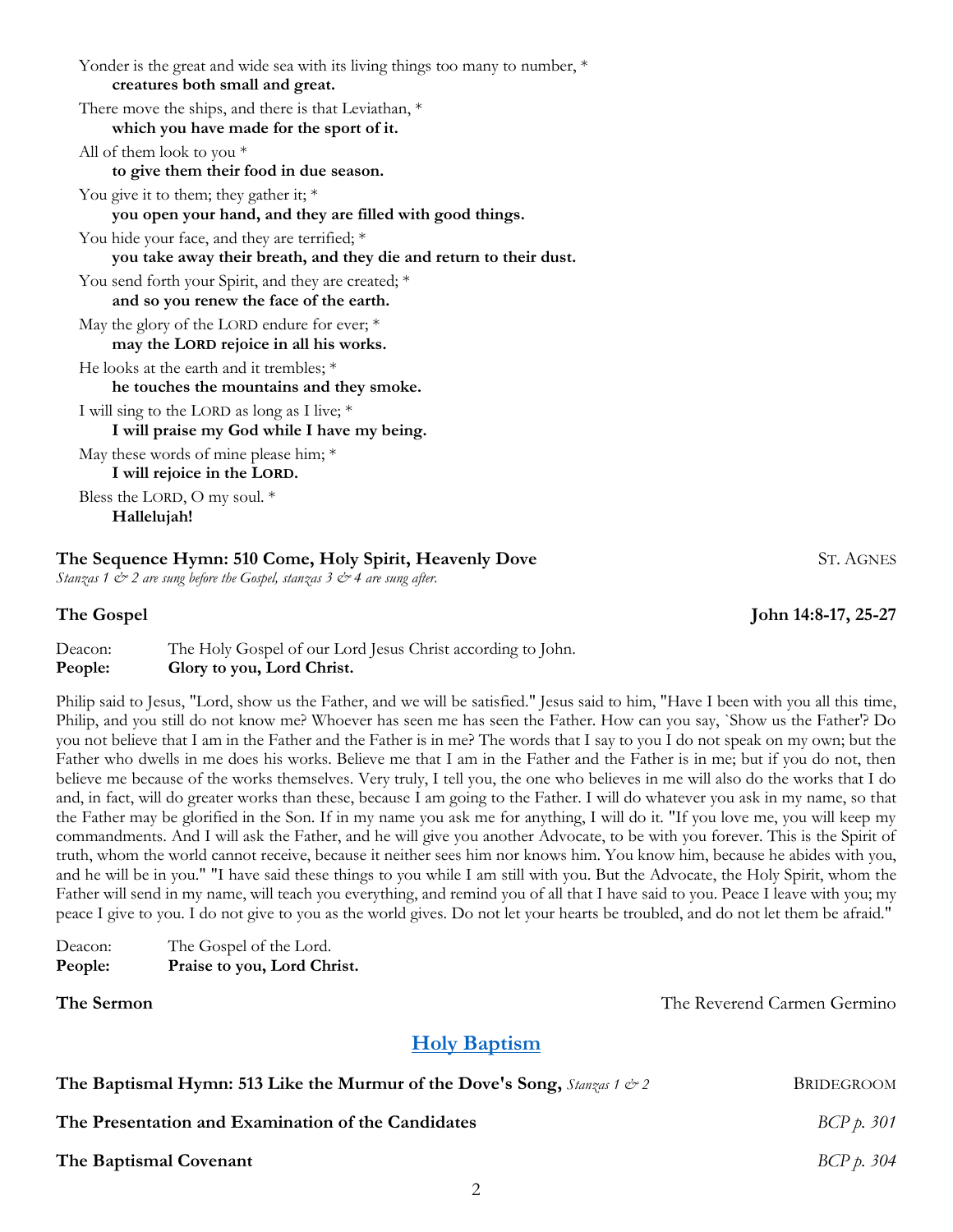Yonder is the great and wide sea with its living things too many to number, *
**creatures both small and great.**

There move the ships, and there is that Leviathan, *
**which you have made for the sport of it.**

All of them look to you *
**to give them their food in due season.**

You give it to them; they gather it; *
**you open your hand, and they are filled with good things.**

You hide your face, and they are terrified; *
**you take away their breath, and they die and return to their dust.**

You send forth your Spirit, and they are created; *
**and so you renew the face of the earth.**

May the glory of the LORD endure for ever; *
**may the LORD rejoice in all his works.**

He looks at the earth and it trembles; *
**he touches the mountains and they smoke.**

I will sing to the LORD as long as I live; *
**I will praise my God while I have my being.**

May these words of mine please him; *
**I will rejoice in the LORD.**

Bless the LORD, O my soul. *
**Hallelujah!**

**The Sequence Hymn: 510 Come, Holy Spirit, Heavenly Dove** ST. AGNES
*Stanzas 1 & 2 are sung before the Gospel, stanzas 3 & 4 are sung after.*

**The Gospel** **John 14:8-17, 25-27**

Deacon: The Holy Gospel of our Lord Jesus Christ according to John.
**People: Glory to you, Lord Christ.**

Philip said to Jesus, "Lord, show us the Father, and we will be satisfied." Jesus said to him, "Have I been with you all this time, Philip, and you still do not know me? Whoever has seen me has seen the Father. How can you say, `Show us the Father'? Do you not believe that I am in the Father and the Father is in me? The words that I say to you I do not speak on my own; but the Father who dwells in me does his works. Believe me that I am in the Father and the Father is in me; but if you do not, then believe me because of the works themselves. Very truly, I tell you, the one who believes in me will also do the works that I do and, in fact, will do greater works than these, because I am going to the Father. I will do whatever you ask in my name, so that the Father may be glorified in the Son. If in my name you ask me for anything, I will do it. "If you love me, you will keep my commandments. And I will ask the Father, and he will give you another Advocate, to be with you forever. This is the Spirit of truth, whom the world cannot receive, because it neither sees him nor knows him. You know him, because he abides with you, and he will be in you." "I have said these things to you while I am still with you. But the Advocate, the Holy Spirit, whom the Father will send in my name, will teach you everything, and remind you of all that I have said to you. Peace I leave with you; my peace I give to you. I do not give to you as the world gives. Do not let your hearts be troubled, and do not let them be afraid."

Deacon: The Gospel of the Lord.
**People: Praise to you, Lord Christ.**

**The Sermon** The Reverend Carmen Germino

## Holy Baptism

**The Baptismal Hymn: 513 Like the Murmur of the Dove's Song,** *Stanzas 1 & 2* BRIDEGROOM

**The Presentation and Examination of the Candidates** *BCP p. 301*

**The Baptismal Covenant** *BCP p. 304*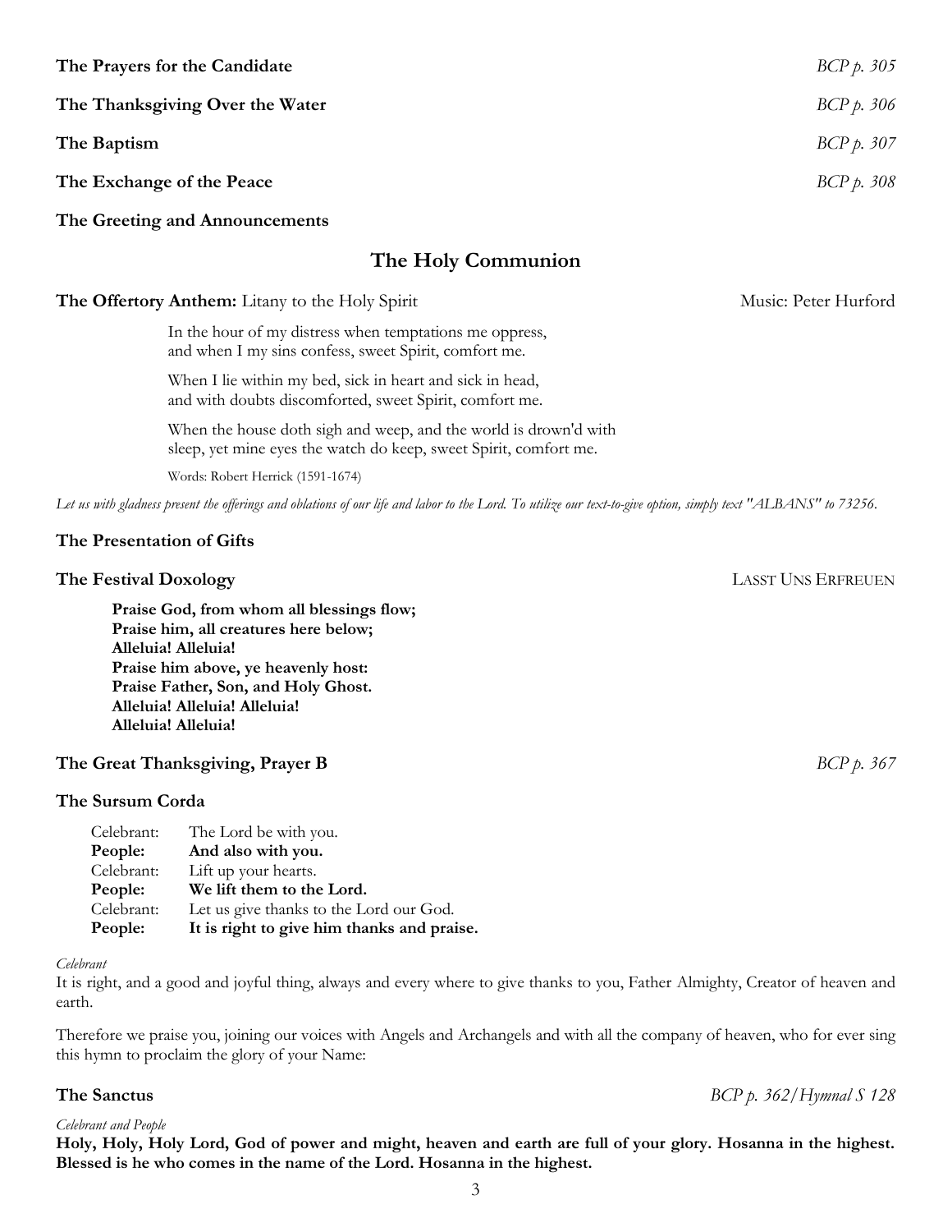**The Prayers for the Candidate** *BCP p. 305*

**The Thanksgiving Over the Water** *BCP p. 306*

**The Baptism** *BCP p. 307*

**The Exchange of the Peace** *BCP p. 308*

**The Greeting and Announcements**

## The Holy Communion

**The Offertory Anthem:** Litany to the Holy Spirit — Music: Peter Hurford

In the hour of my distress when temptations me oppress,
and when I my sins confess, sweet Spirit, comfort me.

When I lie within my bed, sick in heart and sick in head,
and with doubts discomforted, sweet Spirit, comfort me.

When the house doth sigh and weep, and the world is drown'd with
sleep, yet mine eyes the watch do keep, sweet Spirit, comfort me.

Words: Robert Herrick (1591-1674)

*Let us with gladness present the offerings and oblations of our life and labor to the Lord. To utilize our text-to-give option, simply text "ALBANS" to 73256.*

**The Presentation of Gifts**

**The Festival Doxology** — LASST UNS ERFREUEN

**Praise God, from whom all blessings flow;**
**Praise him, all creatures here below;**
**Alleluia! Alleluia!**
**Praise him above, ye heavenly host:**
**Praise Father, Son, and Holy Ghost.**
**Alleluia! Alleluia! Alleluia!**
**Alleluia! Alleluia!**

**The Great Thanksgiving, Prayer B** *BCP p. 367*

**The Sursum Corda**

Celebrant: The Lord be with you.
**People: And also with you.**
Celebrant: Lift up your hearts.
**People: We lift them to the Lord.**
Celebrant: Let us give thanks to the Lord our God.
**People: It is right to give him thanks and praise.**

*Celebrant*
It is right, and a good and joyful thing, always and every where to give thanks to you, Father Almighty, Creator of heaven and earth.

Therefore we praise you, joining our voices with Angels and Archangels and with all the company of heaven, who for ever sing this hymn to proclaim the glory of your Name:

**The Sanctus** *BCP p. 362/Hymnal S 128*

*Celebrant and People*
**Holy, Holy, Holy Lord, God of power and might, heaven and earth are full of your glory. Hosanna in the highest. Blessed is he who comes in the name of the Lord. Hosanna in the highest.**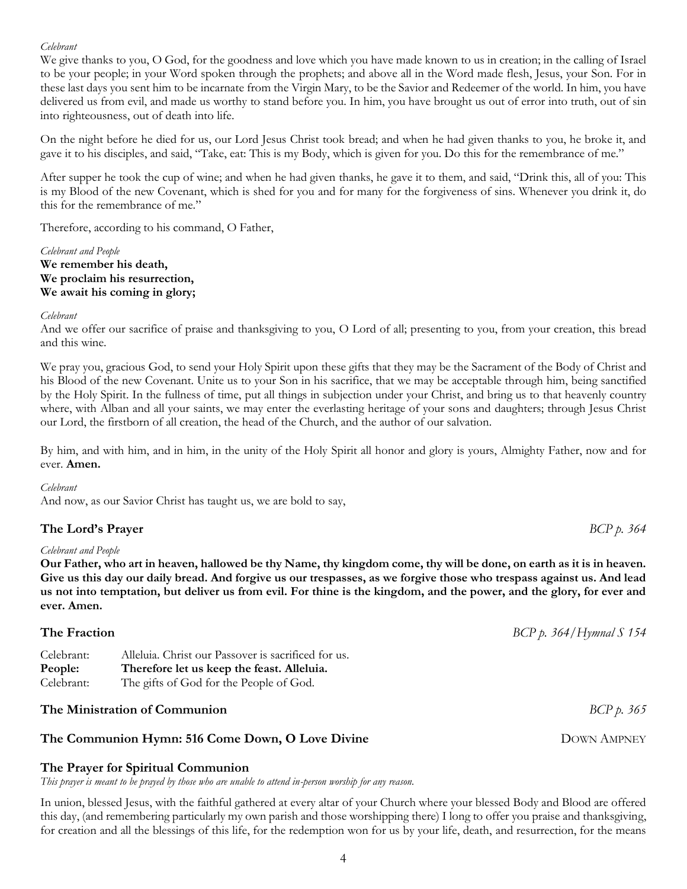*Celebrant*
We give thanks to you, O God, for the goodness and love which you have made known to us in creation; in the calling of Israel to be your people; in your Word spoken through the prophets; and above all in the Word made flesh, Jesus, your Son. For in these last days you sent him to be incarnate from the Virgin Mary, to be the Savior and Redeemer of the world. In him, you have delivered us from evil, and made us worthy to stand before you. In him, you have brought us out of error into truth, out of sin into righteousness, out of death into life.

On the night before he died for us, our Lord Jesus Christ took bread; and when he had given thanks to you, he broke it, and gave it to his disciples, and said, "Take, eat: This is my Body, which is given for you. Do this for the remembrance of me."

After supper he took the cup of wine; and when he had given thanks, he gave it to them, and said, "Drink this, all of you: This is my Blood of the new Covenant, which is shed for you and for many for the forgiveness of sins. Whenever you drink it, do this for the remembrance of me."

Therefore, according to his command, O Father,

*Celebrant and People*
**We remember his death,**
**We proclaim his resurrection,**
**We await his coming in glory;**

*Celebrant*
And we offer our sacrifice of praise and thanksgiving to you, O Lord of all; presenting to you, from your creation, this bread and this wine.

We pray you, gracious God, to send your Holy Spirit upon these gifts that they may be the Sacrament of the Body of Christ and his Blood of the new Covenant. Unite us to your Son in his sacrifice, that we may be acceptable through him, being sanctified by the Holy Spirit. In the fullness of time, put all things in subjection under your Christ, and bring us to that heavenly country where, with Alban and all your saints, we may enter the everlasting heritage of your sons and daughters; through Jesus Christ our Lord, the firstborn of all creation, the head of the Church, and the author of our salvation.

By him, and with him, and in him, in the unity of the Holy Spirit all honor and glory is yours, Almighty Father, now and for ever. **Amen.**

*Celebrant*
And now, as our Savior Christ has taught us, we are bold to say,

## The Lord's Prayer *BCP p. 364*

*Celebrant and People*
**Our Father, who art in heaven, hallowed be thy Name, thy kingdom come, thy will be done, on earth as it is in heaven. Give us this day our daily bread. And forgive us our trespasses, as we forgive those who trespass against us. And lead us not into temptation, but deliver us from evil. For thine is the kingdom, and the power, and the glory, for ever and ever. Amen.**

## The Fraction *BCP p. 364/Hymnal S 154*

| | |
|---|---|
| Celebrant: | Alleluia. Christ our Passover is sacrificed for us. |
| **People:** | **Therefore let us keep the feast. Alleluia.** |
| Celebrant: | The gifts of God for the People of God. |

## The Ministration of Communion *BCP p. 365*

## The Communion Hymn: 516 Come Down, O Love Divine DOWN AMPNEY

## The Prayer for Spiritual Communion

*This prayer is meant to be prayed by those who are unable to attend in-person worship for any reason.*

In union, blessed Jesus, with the faithful gathered at every altar of your Church where your blessed Body and Blood are offered this day, (and remembering particularly my own parish and those worshipping there) I long to offer you praise and thanksgiving, for creation and all the blessings of this life, for the redemption won for us by your life, death, and resurrection, for the means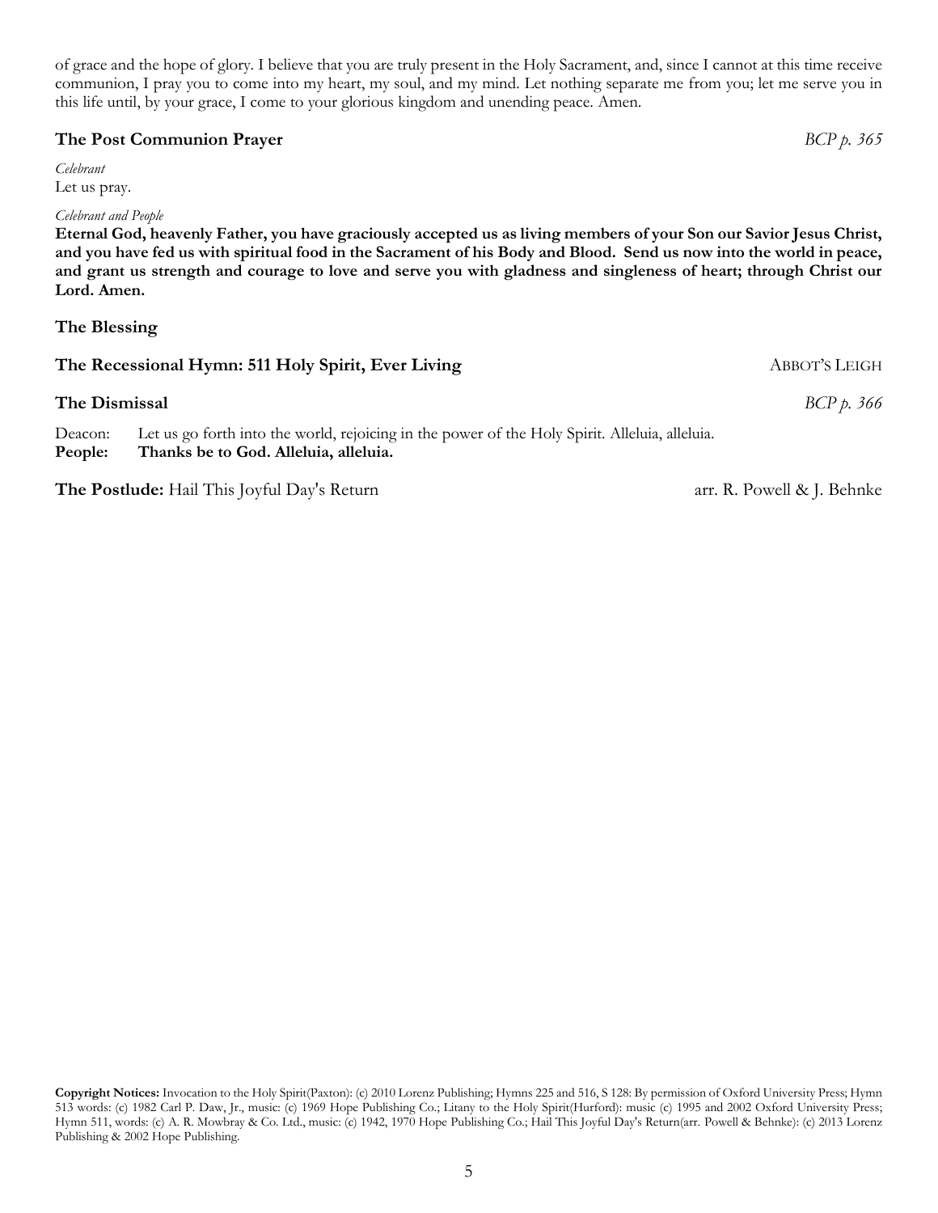of grace and the hope of glory. I believe that you are truly present in the Holy Sacrament, and, since I cannot at this time receive communion, I pray you to come into my heart, my soul, and my mind. Let nothing separate me from you; let me serve you in this life until, by your grace, I come to your glorious kingdom and unending peace. Amen.

**The Post Communion Prayer** *BCP p. 365*

*Celebrant*
Let us pray.

*Celebrant and People*
**Eternal God, heavenly Father, you have graciously accepted us as living members of your Son our Savior Jesus Christ, and you have fed us with spiritual food in the Sacrament of his Body and Blood. Send us now into the world in peace, and grant us strength and courage to love and serve you with gladness and singleness of heart; through Christ our Lord. Amen.**

**The Blessing**

**The Recessional Hymn: 511 Holy Spirit, Ever Living** ABBOT'S LEIGH

**The Dismissal** *BCP p. 366*

Deacon: Let us go forth into the world, rejoicing in the power of the Holy Spirit. Alleluia, alleluia.
**People: Thanks be to God. Alleluia, alleluia.**

**The Postlude:** Hail This Joyful Day's Return arr. R. Powell & J. Behnke

**Copyright Notices:** Invocation to the Holy Spirit(Paxton): (c) 2010 Lorenz Publishing; Hymns 225 and 516, S 128: By permission of Oxford University Press; Hymn 513 words: (c) 1982 Carl P. Daw, Jr., music: (c) 1969 Hope Publishing Co.; Litany to the Holy Spirit(Hurford): music (c) 1995 and 2002 Oxford University Press; Hymn 511, words: (c) A. R. Mowbray & Co. Ltd., music: (c) 1942, 1970 Hope Publishing Co.; Hail This Joyful Day's Return(arr. Powell & Behnke): (c) 2013 Lorenz Publishing & 2002 Hope Publishing.